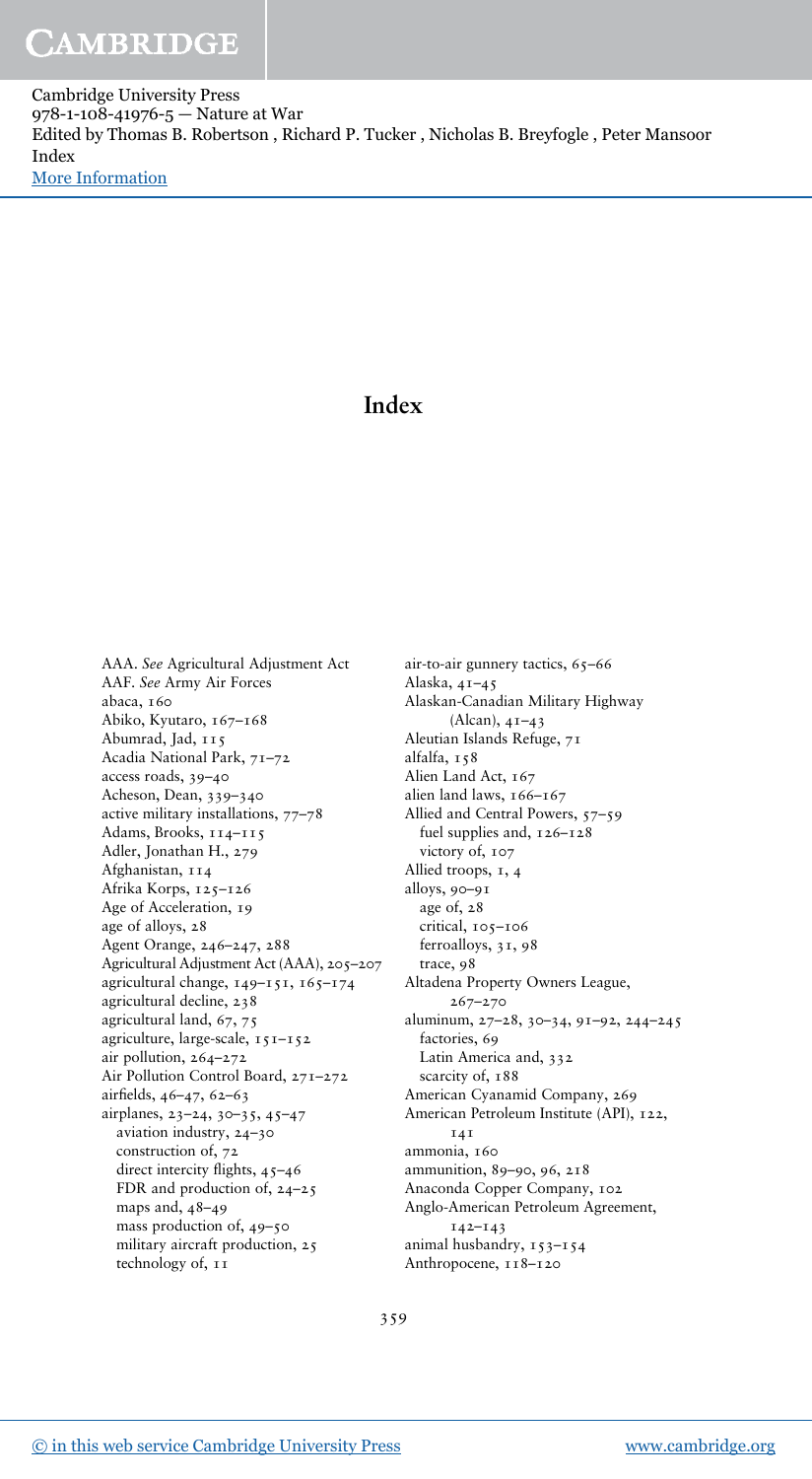# Index

AAA. *See* Agricultural Adjustment Act
AAF. *See* Army Air Forces
abaca, 160
Abiko, Kyutaro, 167–168
Abumrad, Jad, 115
Acadia National Park, 71–72
access roads, 39–40
Acheson, Dean, 339–340
active military installations, 77–78
Adams, Brooks, 114–115
Adler, Jonathan H., 279
Afghanistan, 114
Afrika Korps, 125–126
Age of Acceleration, 19
age of alloys, 28
Agent Orange, 246–247, 288
Agricultural Adjustment Act (AAA), 205–207
agricultural change, 149–151, 165–174
agricultural decline, 238
agricultural land, 67, 75
agriculture, large-scale, 151–152
air pollution, 264–272
Air Pollution Control Board, 271–272
airfields, 46–47, 62–63
airplanes, 23–24, 30–35, 45–47
  aviation industry, 24–30
  construction of, 72
  direct intercity flights, 45–46
  FDR and production of, 24–25
  maps and, 48–49
  mass production of, 49–50
  military aircraft production, 25
  technology of, 11
air-to-air gunnery tactics, 65–66
Alaska, 41–45
Alaskan-Canadian Military Highway (Alcan), 41–43
Aleutian Islands Refuge, 71
alfalfa, 158
Alien Land Act, 167
alien land laws, 166–167
Allied and Central Powers, 57–59
  fuel supplies and, 126–128
  victory of, 107
Allied troops, 1, 4
alloys, 90–91
  age of, 28
  critical, 105–106
  ferroalloys, 31, 98
  trace, 98
Altadena Property Owners League, 267–270
aluminum, 27–28, 30–34, 91–92, 244–245
  factories, 69
  Latin America and, 332
  scarcity of, 188
American Cyanamid Company, 269
American Petroleum Institute (API), 122, 141
ammonia, 160
ammunition, 89–90, 96, 218
Anaconda Copper Company, 102
Anglo-American Petroleum Agreement, 142–143
animal husbandry, 153–154
Anthropocene, 118–120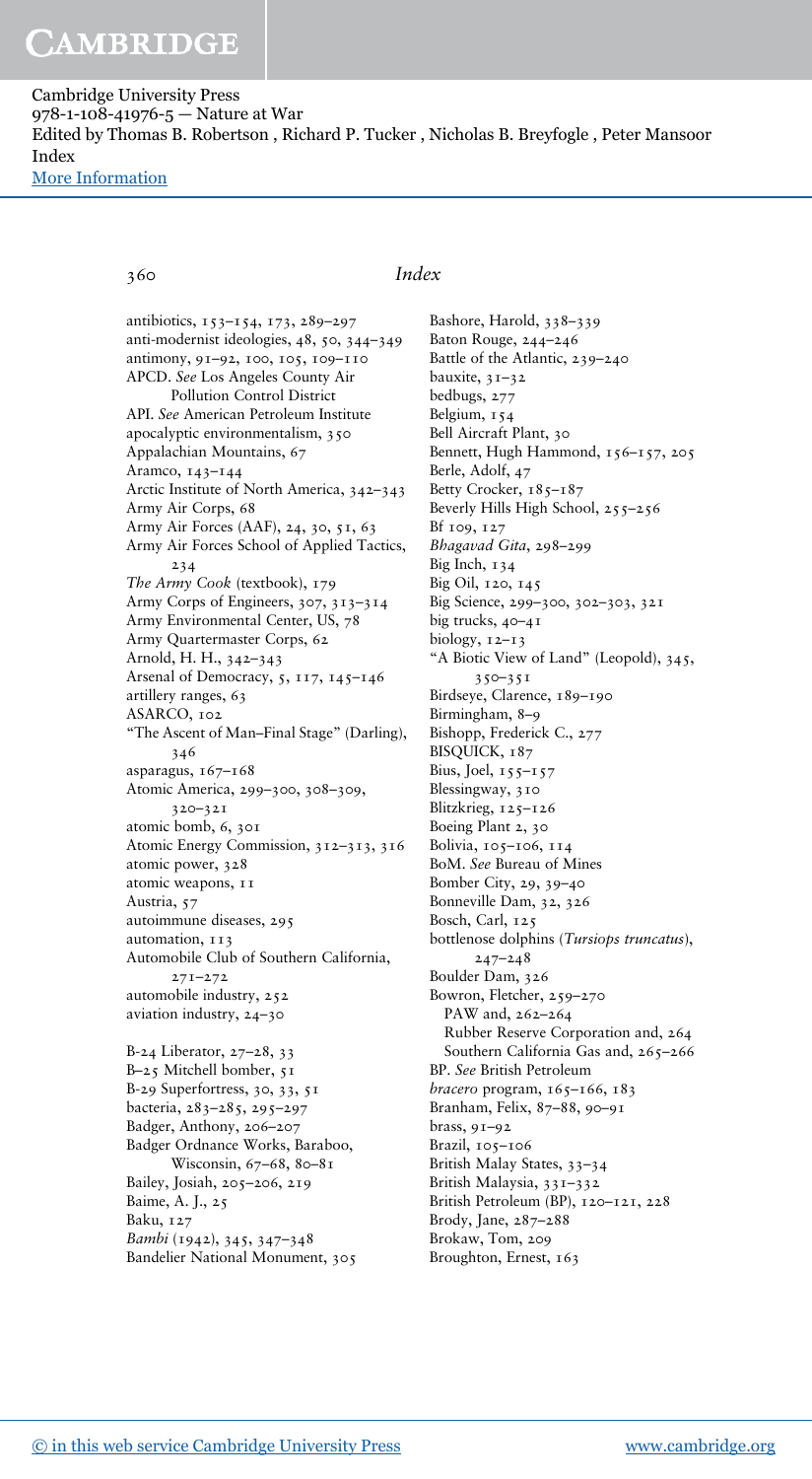# Index

antibiotics, 153–154, 173, 289–297
anti-modernist ideologies, 48, 50, 344–349
antimony, 91–92, 100, 105, 109–110
APCD. *See* Los Angeles County Air Pollution Control District
API. *See* American Petroleum Institute
apocalyptic environmentalism, 350
Appalachian Mountains, 67
Aramco, 143–144
Arctic Institute of North America, 342–343
Army Air Corps, 68
Army Air Forces (AAF), 24, 30, 51, 63
Army Air Forces School of Applied Tactics, 234
*The Army Cook* (textbook), 179
Army Corps of Engineers, 307, 313–314
Army Environmental Center, US, 78
Army Quartermaster Corps, 62
Arnold, H. H., 342–343
Arsenal of Democracy, 5, 117, 145–146
artillery ranges, 63
ASARCO, 102
"The Ascent of Man–Final Stage" (Darling), 346
asparagus, 167–168
Atomic America, 299–300, 308–309, 320–321
atomic bomb, 6, 301
Atomic Energy Commission, 312–313, 316
atomic power, 328
atomic weapons, 11
Austria, 57
autoimmune diseases, 295
automation, 113
Automobile Club of Southern California, 271–272
automobile industry, 252
aviation industry, 24–30

B-24 Liberator, 27–28, 33
B–25 Mitchell bomber, 51
B-29 Superfortress, 30, 33, 51
bacteria, 283–285, 295–297
Badger, Anthony, 206–207
Badger Ordnance Works, Baraboo, Wisconsin, 67–68, 80–81
Bailey, Josiah, 205–206, 219
Baime, A. J., 25
Baku, 127
*Bambi* (1942), 345, 347–348
Bandelier National Monument, 305
Bashore, Harold, 338–339
Baton Rouge, 244–246
Battle of the Atlantic, 239–240
bauxite, 31–32
bedbugs, 277
Belgium, 154
Bell Aircraft Plant, 30
Bennett, Hugh Hammond, 156–157, 205
Berle, Adolf, 47
Betty Crocker, 185–187
Beverly Hills High School, 255–256
Bf 109, 127
*Bhagavad Gita*, 298–299
Big Inch, 134
Big Oil, 120, 145
Big Science, 299–300, 302–303, 321
big trucks, 40–41
biology, 12–13
"A Biotic View of Land" (Leopold), 345, 350–351
Birdseye, Clarence, 189–190
Birmingham, 8–9
Bishopp, Frederick C., 277
BISQUICK, 187
Bius, Joel, 155–157
Blessingway, 310
Blitzkrieg, 125–126
Boeing Plant 2, 30
Bolivia, 105–106, 114
BoM. *See* Bureau of Mines
Bomber City, 29, 39–40
Bonneville Dam, 32, 326
Bosch, Carl, 125
bottlenose dolphins (*Tursiops truncatus*), 247–248
Boulder Dam, 326
Bowron, Fletcher, 259–270
  PAW and, 262–264
  Rubber Reserve Corporation and, 264
  Southern California Gas and, 265–266
BP. *See* British Petroleum
*bracero* program, 165–166, 183
Branham, Felix, 87–88, 90–91
brass, 91–92
Brazil, 105–106
British Malay States, 33–34
British Malaysia, 331–332
British Petroleum (BP), 120–121, 228
Brody, Jane, 287–288
Brokaw, Tom, 209
Broughton, Ernest, 163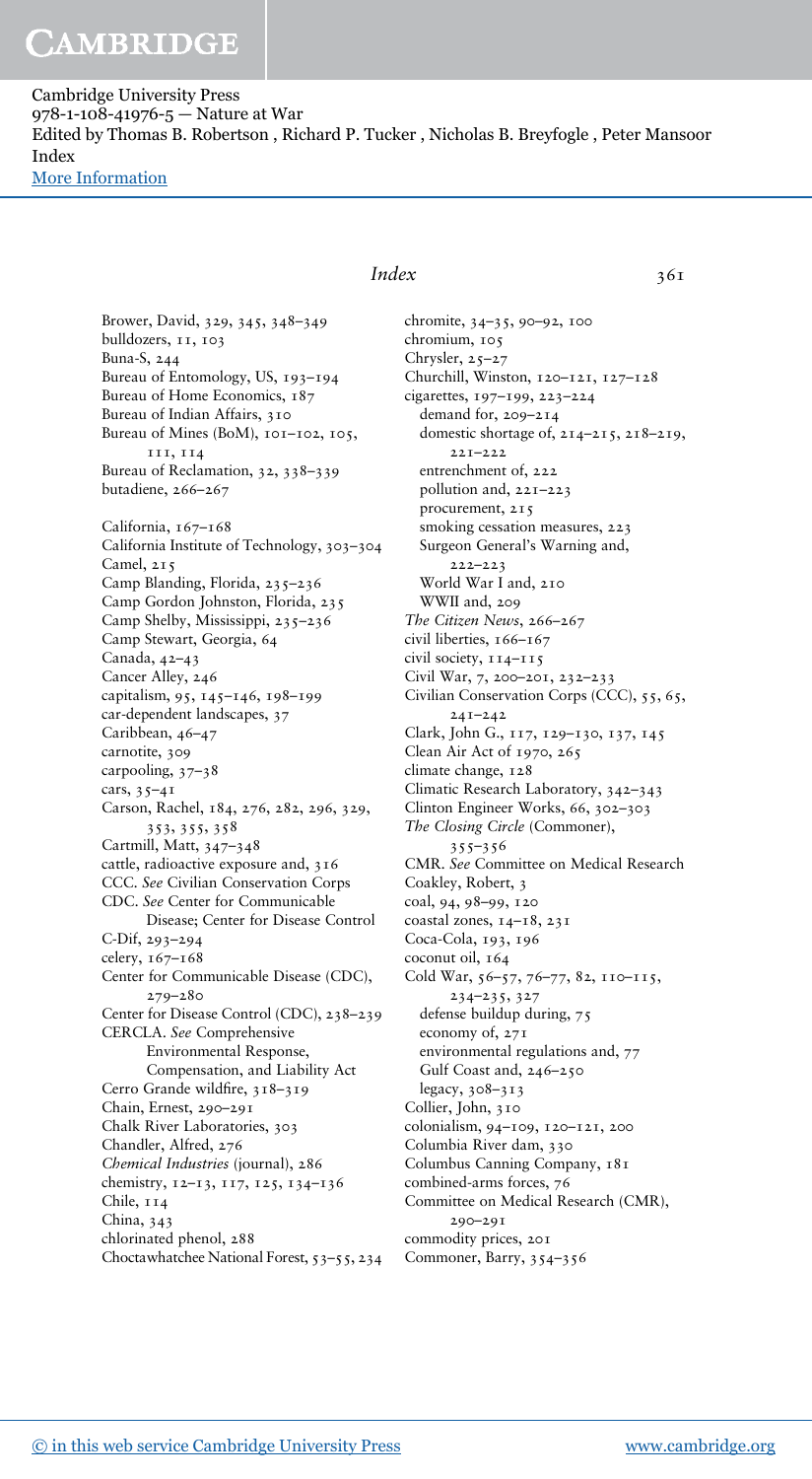Brower, David, 329, 345, 348–349
bulldozers, 11, 103
Buna-S, 244
Bureau of Entomology, US, 193–194
Bureau of Home Economics, 187
Bureau of Indian Affairs, 310
Bureau of Mines (BoM), 101–102, 105, 111, 114
Bureau of Reclamation, 32, 338–339
butadiene, 266–267

California, 167–168
California Institute of Technology, 303–304
Camel, 215
Camp Blanding, Florida, 235–236
Camp Gordon Johnston, Florida, 235
Camp Shelby, Mississippi, 235–236
Camp Stewart, Georgia, 64
Canada, 42–43
Cancer Alley, 246
capitalism, 95, 145–146, 198–199
car-dependent landscapes, 37
Caribbean, 46–47
carnotite, 309
carpooling, 37–38
cars, 35–41
Carson, Rachel, 184, 276, 282, 296, 329, 353, 355, 358
Cartmill, Matt, 347–348
cattle, radioactive exposure and, 316
CCC. *See* Civilian Conservation Corps
CDC. *See* Center for Communicable Disease; Center for Disease Control
C-Dif, 293–294
celery, 167–168
Center for Communicable Disease (CDC), 279–280
Center for Disease Control (CDC), 238–239
CERCLA. *See* Comprehensive Environmental Response, Compensation, and Liability Act
Cerro Grande wildfire, 318–319
Chain, Ernest, 290–291
Chalk River Laboratories, 303
Chandler, Alfred, 276
*Chemical Industries* (journal), 286
chemistry, 12–13, 117, 125, 134–136
Chile, 114
China, 343
chlorinated phenol, 288
Choctawhatchee National Forest, 53–55, 234
chromite, 34–35, 90–92, 100
chromium, 105
Chrysler, 25–27
Churchill, Winston, 120–121, 127–128
cigarettes, 197–199, 223–224
  demand for, 209–214
  domestic shortage of, 214–215, 218–219, 221–222
  entrenchment of, 222
  pollution and, 221–223
  procurement, 215
  smoking cessation measures, 223
  Surgeon General's Warning and, 222–223
  World War I and, 210
  WWII and, 209
*The Citizen News*, 266–267
civil liberties, 166–167
civil society, 114–115
Civil War, 7, 200–201, 232–233
Civilian Conservation Corps (CCC), 55, 65, 241–242
Clark, John G., 117, 129–130, 137, 145
Clean Air Act of 1970, 265
climate change, 128
Climatic Research Laboratory, 342–343
Clinton Engineer Works, 66, 302–303
*The Closing Circle* (Commoner), 355–356
CMR. *See* Committee on Medical Research
Coakley, Robert, 3
coal, 94, 98–99, 120
coastal zones, 14–18, 231
Coca-Cola, 193, 196
coconut oil, 164
Cold War, 56–57, 76–77, 82, 110–115, 234–235, 327
  defense buildup during, 75
  economy of, 271
  environmental regulations and, 77
  Gulf Coast and, 246–250
  legacy, 308–313
Collier, John, 310
colonialism, 94–109, 120–121, 200
Columbia River dam, 330
Columbus Canning Company, 181
combined-arms forces, 76
Committee on Medical Research (CMR), 290–291
commodity prices, 201
Commoner, Barry, 354–356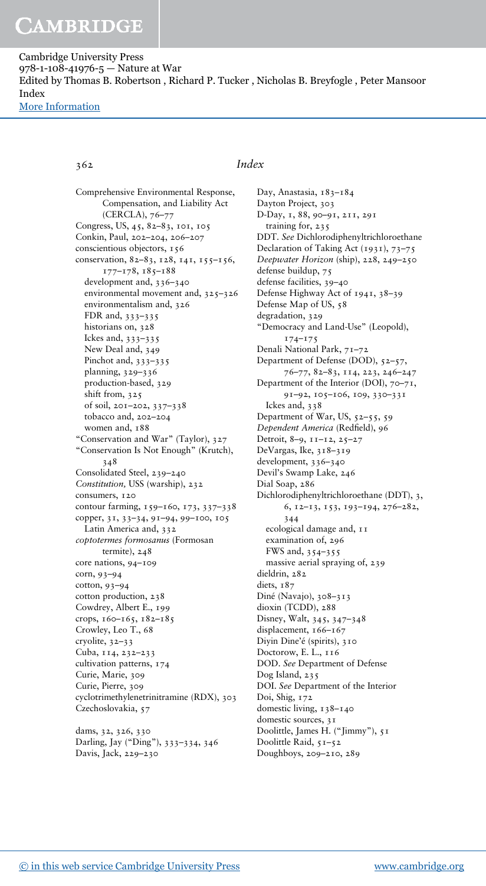# Index

Comprehensive Environmental Response, Compensation, and Liability Act (CERCLA), 76–77
Congress, US, 45, 82–83, 101, 105
Conkin, Paul, 202–204, 206–207
conscientious objectors, 156
conservation, 82–83, 128, 141, 155–156, 177–178, 185–188
- development and, 336–340
- environmental movement and, 325–326
- environmentalism and, 326
- FDR and, 333–335
- historians on, 328
- Ickes and, 333–335
- New Deal and, 349
- Pinchot and, 333–335
- planning, 329–336
- production-based, 329
- shift from, 325
- of soil, 201–202, 337–338
- tobacco and, 202–204
- women and, 188

"Conservation and War" (Taylor), 327
"Conservation Is Not Enough" (Krutch), 348
Consolidated Steel, 239–240
*Constitution*, USS (warship), 232
consumers, 120
contour farming, 159–160, 173, 337–338
copper, 31, 33–34, 91–94, 99–100, 105
- Latin America and, 332

*coptotermes formosanus* (Formosan termite), 248
core nations, 94–109
corn, 93–94
cotton, 93–94
cotton production, 238
Cowdrey, Albert E., 199
crops, 160–165, 182–185
Crowley, Leo T., 68
cryolite, 32–33
Cuba, 114, 232–233
cultivation patterns, 174
Curie, Marie, 309
Curie, Pierre, 309
cyclotrimethylenetrinitramine (RDX), 303
Czechoslovakia, 57

dams, 32, 326, 330
Darling, Jay ("Ding"), 333–334, 346
Davis, Jack, 229–230
Day, Anastasia, 183–184
Dayton Project, 303
D-Day, 1, 88, 90–91, 211, 291
- training for, 235

DDT. *See* Dichlorodiphenyltrichloroethane
Declaration of Taking Act (1931), 73–75
*Deepwater Horizon* (ship), 228, 249–250
defense buildup, 75
defense facilities, 39–40
Defense Highway Act of 1941, 38–39
Defense Map of US, 58
degradation, 329
"Democracy and Land-Use" (Leopold), 174–175
Denali National Park, 71–72
Department of Defense (DOD), 52–57, 76–77, 82–83, 114, 223, 246–247
Department of the Interior (DOI), 70–71, 91–92, 105–106, 109, 330–331
- Ickes and, 338

Department of War, US, 52–55, 59
*Dependent America* (Redfield), 96
Detroit, 8–9, 11–12, 25–27
DeVargas, Ike, 318–319
development, 336–340
Devil's Swamp Lake, 246
Dial Soap, 286
Dichlorodiphenyltrichloroethane (DDT), 3, 6, 12–13, 153, 193–194, 276–282, 344
- ecological damage and, 11
- examination of, 296
- FWS and, 354–355
- massive aerial spraying of, 239

dieldrin, 282
diets, 187
Diné (Navajo), 308–313
dioxin (TCDD), 288
Disney, Walt, 345, 347–348
displacement, 166–167
Diyin Dine'é (spirits), 310
Doctorow, E. L., 116
DOD. *See* Department of Defense
Dog Island, 235
DOI. *See* Department of the Interior
Doi, Shig, 172
domestic living, 138–140
domestic sources, 31
Doolittle, James H. ("Jimmy"), 51
Doolittle Raid, 51–52
Doughboys, 209–210, 289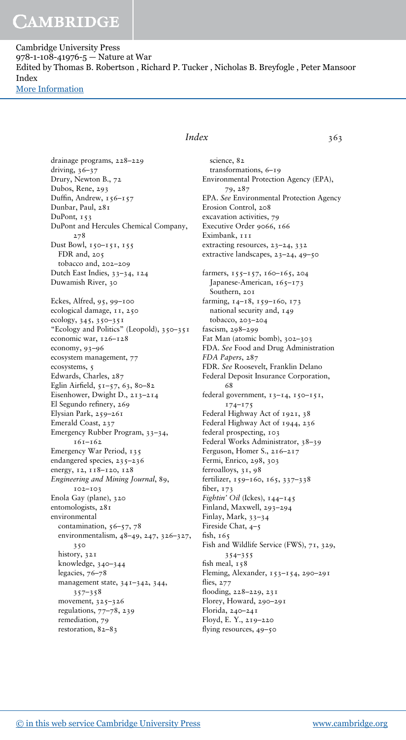drainage programs, 228–229
driving, 36–37
Drury, Newton B., 72
Dubos, Rene, 293
Duffin, Andrew, 156–157
Dunbar, Paul, 281
DuPont, 153
DuPont and Hercules Chemical Company, 278
Dust Bowl, 150–151, 155
  FDR and, 205
  tobacco and, 202–209
Dutch East Indies, 33–34, 124
Duwamish River, 30

Eckes, Alfred, 95, 99–100
ecological damage, 11, 250
ecology, 345, 350–351
"Ecology and Politics" (Leopold), 350–351
economic war, 126–128
economy, 93–96
ecosystem management, 77
ecosystems, 5
Edwards, Charles, 287
Eglin Airfield, 51–57, 63, 80–82
Eisenhower, Dwight D., 213–214
El Segundo refinery, 269
Elysian Park, 259–261
Emerald Coast, 237
Emergency Rubber Program, 33–34, 161–162
Emergency War Period, 135
endangered species, 235–236
energy, 12, 118–120, 128
*Engineering and Mining Journal*, 89, 102–103
Enola Gay (plane), 320
entomologists, 281
environmental
  contamination, 56–57, 78
  environmentalism, 48–49, 247, 326–327, 350
  history, 321
  knowledge, 340–344
  legacies, 76–78
  management state, 341–342, 344, 357–358
  movement, 325–326
  regulations, 77–78, 239
  remediation, 79
  restoration, 82–83
  science, 82
  transformations, 6–19
Environmental Protection Agency (EPA), 79, 287
EPA. *See* Environmental Protection Agency
Erosion Control, 208
excavation activities, 79
Executive Order 9066, 166
Eximbank, 111
extracting resources, 23–24, 332
extractive landscapes, 23–24, 49–50

farmers, 155–157, 160–165, 204
  Japanese-American, 165–173
  Southern, 201
farming, 14–18, 159–160, 173
  national security and, 149
  tobacco, 203–204
fascism, 298–299
Fat Man (atomic bomb), 302–303
FDA. *See* Food and Drug Administration
*FDA Papers*, 287
FDR. *See* Roosevelt, Franklin Delano
Federal Deposit Insurance Corporation, 68
federal government, 13–14, 150–151, 174–175
Federal Highway Act of 1921, 38
Federal Highway Act of 1944, 236
federal prospecting, 103
Federal Works Administrator, 38–39
Ferguson, Homer S., 216–217
Fermi, Enrico, 298, 303
ferroalloys, 31, 98
fertilizer, 159–160, 165, 337–338
fiber, 173
*Fightin' Oil* (Ickes), 144–145
Finland, Maxwell, 293–294
Finlay, Mark, 33–34
Fireside Chat, 4–5
fish, 165
Fish and Wildlife Service (FWS), 71, 329, 354–355
fish meal, 158
Fleming, Alexander, 153–154, 290–291
flies, 277
flooding, 228–229, 231
Florey, Howard, 290–291
Florida, 240–241
Floyd, E. Y., 219–220
flying resources, 49–50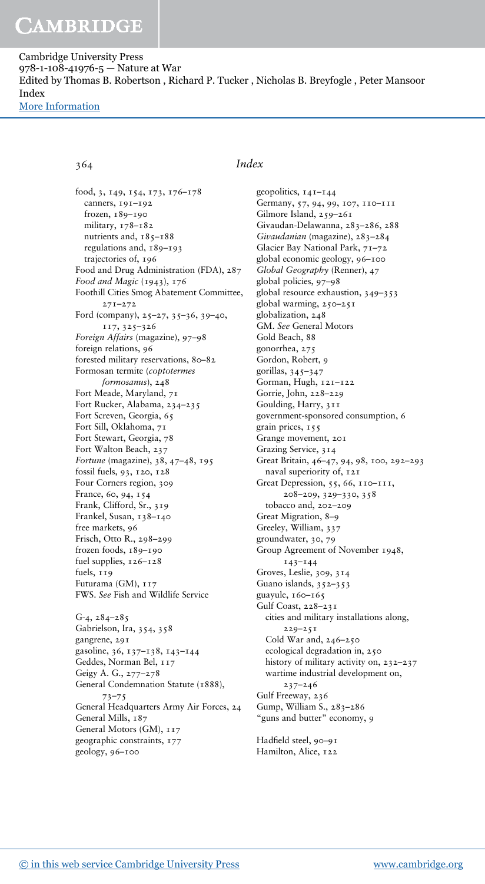food, 3, 149, 154, 173, 176–178
  canners, 191–192
  frozen, 189–190
  military, 178–182
  nutrients and, 185–188
  regulations and, 189–193
  trajectories of, 196
Food and Drug Administration (FDA), 287
*Food and Magic* (1943), 176
Foothill Cities Smog Abatement Committee, 271–272
Ford (company), 25–27, 35–36, 39–40, 117, 325–326
*Foreign Affairs* (magazine), 97–98
foreign relations, 96
forested military reservations, 80–82
Formosan termite (*coptotermes formosanus*), 248
Fort Meade, Maryland, 71
Fort Rucker, Alabama, 234–235
Fort Screven, Georgia, 65
Fort Sill, Oklahoma, 71
Fort Stewart, Georgia, 78
Fort Walton Beach, 237
*Fortune* (magazine), 38, 47–48, 195
fossil fuels, 93, 120, 128
Four Corners region, 309
France, 60, 94, 154
Frank, Clifford, Sr., 319
Frankel, Susan, 138–140
free markets, 96
Frisch, Otto R., 298–299
frozen foods, 189–190
fuel supplies, 126–128
fuels, 119
Futurama (GM), 117
FWS. *See* Fish and Wildlife Service

G-4, 284–285
Gabrielson, Ira, 354, 358
gangrene, 291
gasoline, 36, 137–138, 143–144
Geddes, Norman Bel, 117
Geigy A. G., 277–278
General Condemnation Statute (1888), 73–75
General Headquarters Army Air Forces, 24
General Mills, 187
General Motors (GM), 117
geographic constraints, 177
geology, 96–100
geopolitics, 141–144
Germany, 57, 94, 99, 107, 110–111
Gilmore Island, 259–261
Givaudan-Delawanna, 283–286, 288
*Givaudanian* (magazine), 283–284
Glacier Bay National Park, 71–72
global economic geology, 96–100
*Global Geography* (Renner), 47
global policies, 97–98
global resource exhaustion, 349–353
global warming, 250–251
globalization, 248
GM. *See* General Motors
Gold Beach, 88
gonorrhea, 275
Gordon, Robert, 9
gorillas, 345–347
Gorman, Hugh, 121–122
Gorrie, John, 228–229
Goulding, Harry, 311
government-sponsored consumption, 6
grain prices, 155
Grange movement, 201
Grazing Service, 314
Great Britain, 46–47, 94, 98, 100, 292–293
  naval superiority of, 121
Great Depression, 55, 66, 110–111, 208–209, 329–330, 358
  tobacco and, 202–209
Great Migration, 8–9
Greeley, William, 337
groundwater, 30, 79
Group Agreement of November 1948, 143–144
Groves, Leslie, 309, 314
Guano islands, 352–353
guayule, 160–165
Gulf Coast, 228–231
  cities and military installations along, 229–251
  Cold War and, 246–250
  ecological degradation in, 250
  history of military activity on, 232–237
  wartime industrial development on, 237–246
Gulf Freeway, 236
Gump, William S., 283–286
"guns and butter" economy, 9

Hadfield steel, 90–91
Hamilton, Alice, 122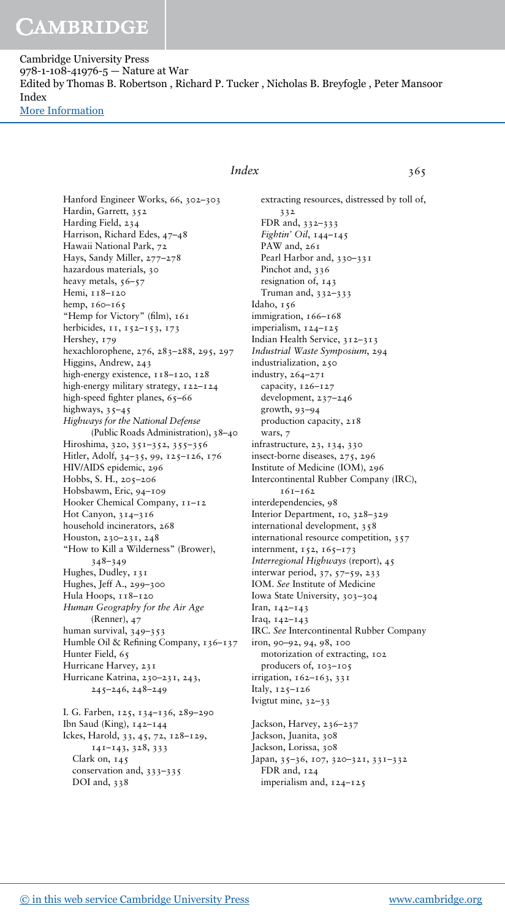Hanford Engineer Works, 66, 302–303
Hardin, Garrett, 352
Harding Field, 234
Harrison, Richard Edes, 47–48
Hawaii National Park, 72
Hays, Sandy Miller, 277–278
hazardous materials, 30
heavy metals, 56–57
Hemi, 118–120
hemp, 160–165
"Hemp for Victory" (film), 161
herbicides, 11, 152–153, 173
Hershey, 179
hexachlorophene, 276, 283–288, 295, 297
Higgins, Andrew, 243
high-energy existence, 118–120, 128
high-energy military strategy, 122–124
high-speed fighter planes, 65–66
highways, 35–45
*Highways for the National Defense* (Public Roads Administration), 38–40
Hiroshima, 320, 351–352, 355–356
Hitler, Adolf, 34–35, 99, 125–126, 176
HIV/AIDS epidemic, 296
Hobbs, S. H., 205–206
Hobsbawm, Eric, 94–109
Hooker Chemical Company, 11–12
Hot Canyon, 314–316
household incinerators, 268
Houston, 230–231, 248
"How to Kill a Wilderness" (Brower), 348–349
Hughes, Dudley, 131
Hughes, Jeff A., 299–300
Hula Hoops, 118–120
*Human Geography for the Air Age* (Renner), 47
human survival, 349–353
Humble Oil & Refining Company, 136–137
Hunter Field, 65
Hurricane Harvey, 231
Hurricane Katrina, 230–231, 243, 245–246, 248–249

I. G. Farben, 125, 134–136, 289–290
Ibn Saud (King), 142–144
Ickes, Harold, 33, 45, 72, 128–129, 141–143, 328, 333
  Clark on, 145
  conservation and, 333–335
  DOI and, 338
  extracting resources, distressed by toll of, 332
  FDR and, 332–333
  *Fightin' Oil*, 144–145
  PAW and, 261
  Pearl Harbor and, 330–331
  Pinchot and, 336
  resignation of, 143
  Truman and, 332–333
Idaho, 156
immigration, 166–168
imperialism, 124–125
Indian Health Service, 312–313
*Industrial Waste Symposium*, 294
industrialization, 250
industry, 264–271
  capacity, 126–127
  development, 237–246
  growth, 93–94
  production capacity, 218
  wars, 7
infrastructure, 23, 134, 330
insect-borne diseases, 275, 296
Institute of Medicine (IOM), 296
Intercontinental Rubber Company (IRC), 161–162
interdependencies, 98
Interior Department, 10, 328–329
international development, 358
international resource competition, 357
internment, 152, 165–173
*Interregional Highways* (report), 45
interwar period, 37, 57–59, 233
IOM. *See* Institute of Medicine
Iowa State University, 303–304
Iran, 142–143
Iraq, 142–143
IRC. *See* Intercontinental Rubber Company
iron, 90–92, 94, 98, 100
  motorization of extracting, 102
  producers of, 103–105
irrigation, 162–163, 331
Italy, 125–126
Ivigtut mine, 32–33

Jackson, Harvey, 236–237
Jackson, Juanita, 308
Jackson, Lorissa, 308
Japan, 35–36, 107, 320–321, 331–332
  FDR and, 124
  imperialism and, 124–125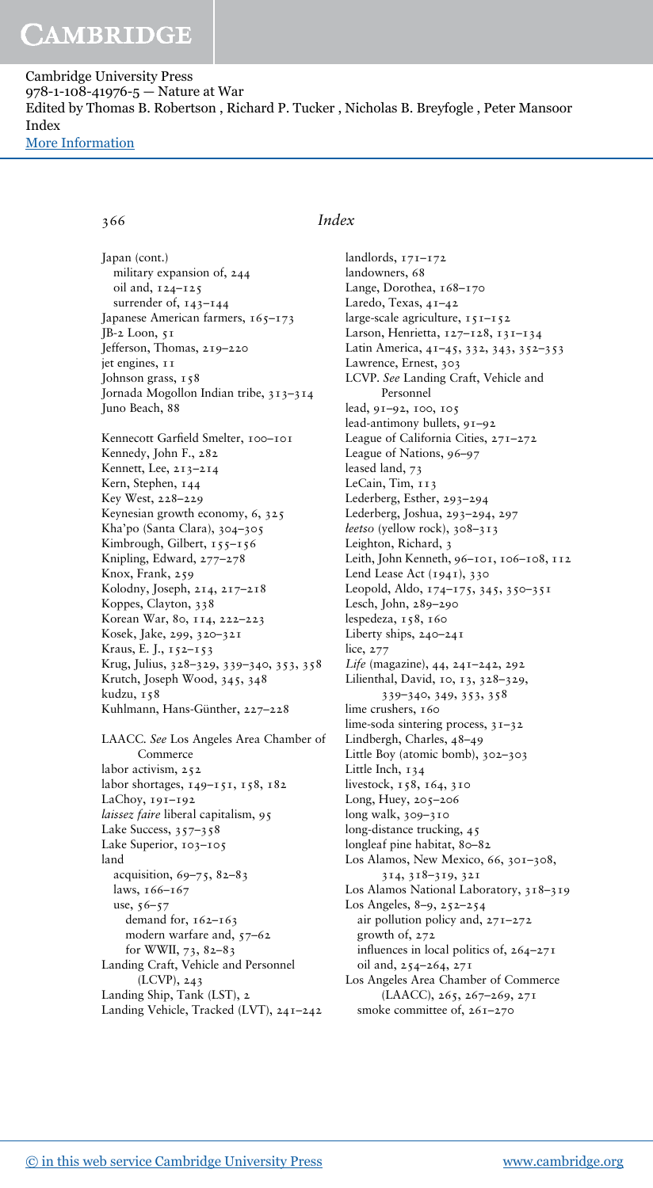## Index

Japan (cont.)
  military expansion of, 244
  oil and, 124–125
  surrender of, 143–144
Japanese American farmers, 165–173
JB-2 Loon, 51
Jefferson, Thomas, 219–220
jet engines, 11
Johnson grass, 158
Jornada Mogollon Indian tribe, 313–314
Juno Beach, 88

Kennecott Garfield Smelter, 100–101
Kennedy, John F., 282
Kennett, Lee, 213–214
Kern, Stephen, 144
Key West, 228–229
Keynesian growth economy, 6, 325
Kha'po (Santa Clara), 304–305
Kimbrough, Gilbert, 155–156
Knipling, Edward, 277–278
Knox, Frank, 259
Kolodny, Joseph, 214, 217–218
Koppes, Clayton, 338
Korean War, 80, 114, 222–223
Kosek, Jake, 299, 320–321
Kraus, E. J., 152–153
Krug, Julius, 328–329, 339–340, 353, 358
Krutch, Joseph Wood, 345, 348
kudzu, 158
Kuhlmann, Hans-Günther, 227–228

LAACC. *See* Los Angeles Area Chamber of Commerce
labor activism, 252
labor shortages, 149–151, 158, 182
LaChoy, 191–192
*laissez faire* liberal capitalism, 95
Lake Success, 357–358
Lake Superior, 103–105
land
  acquisition, 69–75, 82–83
  laws, 166–167
  use, 56–57
    demand for, 162–163
    modern warfare and, 57–62
    for WWII, 73, 82–83
Landing Craft, Vehicle and Personnel (LCVP), 243
Landing Ship, Tank (LST), 2
Landing Vehicle, Tracked (LVT), 241–242
landlords, 171–172
landowners, 68
Lange, Dorothea, 168–170
Laredo, Texas, 41–42
large-scale agriculture, 151–152
Larson, Henrietta, 127–128, 131–134
Latin America, 41–45, 332, 343, 352–353
Lawrence, Ernest, 303
LCVP. *See* Landing Craft, Vehicle and Personnel
lead, 91–92, 100, 105
lead-antimony bullets, 91–92
League of California Cities, 271–272
League of Nations, 96–97
leased land, 73
LeCain, Tim, 113
Lederberg, Esther, 293–294
Lederberg, Joshua, 293–294, 297
*leetso* (yellow rock), 308–313
Leighton, Richard, 3
Leith, John Kenneth, 96–101, 106–108, 112
Lend Lease Act (1941), 330
Leopold, Aldo, 174–175, 345, 350–351
Lesch, John, 289–290
lespedeza, 158, 160
Liberty ships, 240–241
lice, 277
*Life* (magazine), 44, 241–242, 292
Lilienthal, David, 10, 13, 328–329, 339–340, 349, 353, 358
lime crushers, 160
lime-soda sintering process, 31–32
Lindbergh, Charles, 48–49
Little Boy (atomic bomb), 302–303
Little Inch, 134
livestock, 158, 164, 310
Long, Huey, 205–206
long walk, 309–310
long-distance trucking, 45
longleaf pine habitat, 80–82
Los Alamos, New Mexico, 66, 301–308, 314, 318–319, 321
Los Alamos National Laboratory, 318–319
Los Angeles, 8–9, 252–254
  air pollution policy and, 271–272
  growth of, 272
  influences in local politics of, 264–271
  oil and, 254–264, 271
Los Angeles Area Chamber of Commerce (LAACC), 265, 267–269, 271
  smoke committee of, 261–270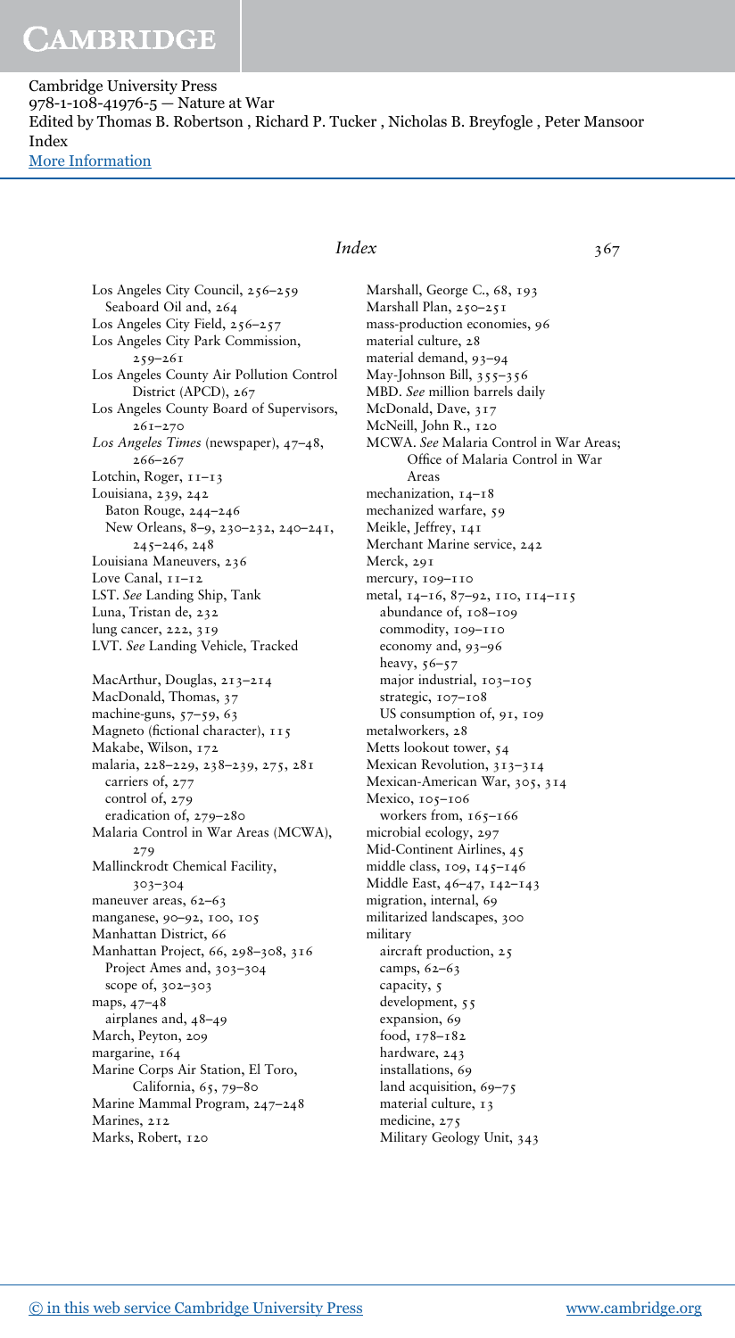Los Angeles City Council, 256–259
  Seaboard Oil and, 264
Los Angeles City Field, 256–257
Los Angeles City Park Commission, 259–261
Los Angeles County Air Pollution Control District (APCD), 267
Los Angeles County Board of Supervisors, 261–270
*Los Angeles Times* (newspaper), 47–48, 266–267
Lotchin, Roger, 11–13
Louisiana, 239, 242
  Baton Rouge, 244–246
  New Orleans, 8–9, 230–232, 240–241, 245–246, 248
Louisiana Maneuvers, 236
Love Canal, 11–12
LST. *See* Landing Ship, Tank
Luna, Tristan de, 232
lung cancer, 222, 319
LVT. *See* Landing Vehicle, Tracked

MacArthur, Douglas, 213–214
MacDonald, Thomas, 37
machine-guns, 57–59, 63
Magneto (fictional character), 115
Makabe, Wilson, 172
malaria, 228–229, 238–239, 275, 281
  carriers of, 277
  control of, 279
  eradication of, 279–280
Malaria Control in War Areas (MCWA), 279
Mallinckrodt Chemical Facility, 303–304
maneuver areas, 62–63
manganese, 90–92, 100, 105
Manhattan District, 66
Manhattan Project, 66, 298–308, 316
  Project Ames and, 303–304
  scope of, 302–303
maps, 47–48
  airplanes and, 48–49
March, Peyton, 209
margarine, 164
Marine Corps Air Station, El Toro, California, 65, 79–80
Marine Mammal Program, 247–248
Marines, 212
Marks, Robert, 120
Marshall, George C., 68, 193
Marshall Plan, 250–251
mass-production economies, 96
material culture, 28
material demand, 93–94
May-Johnson Bill, 355–356
MBD. *See* million barrels daily
McDonald, Dave, 317
McNeill, John R., 120
MCWA. *See* Malaria Control in War Areas; Office of Malaria Control in War Areas
mechanization, 14–18
mechanized warfare, 59
Meikle, Jeffrey, 141
Merchant Marine service, 242
Merck, 291
mercury, 109–110
metal, 14–16, 87–92, 110, 114–115
  abundance of, 108–109
  commodity, 109–110
  economy and, 93–96
  heavy, 56–57
  major industrial, 103–105
  strategic, 107–108
  US consumption of, 91, 109
metalworkers, 28
Metts lookout tower, 54
Mexican Revolution, 313–314
Mexican-American War, 305, 314
Mexico, 105–106
  workers from, 165–166
microbial ecology, 297
Mid-Continent Airlines, 45
middle class, 109, 145–146
Middle East, 46–47, 142–143
migration, internal, 69
militarized landscapes, 300
military
  aircraft production, 25
  camps, 62–63
  capacity, 5
  development, 55
  expansion, 69
  food, 178–182
  hardware, 243
  installations, 69
  land acquisition, 69–75
  material culture, 13
  medicine, 275
  Military Geology Unit, 343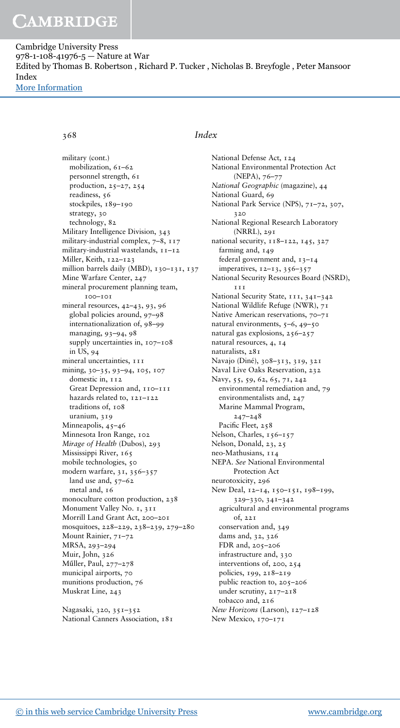military (cont.)
  mobilization, 61–62
  personnel strength, 61
  production, 25–27, 254
  readiness, 56
  stockpiles, 189–190
  strategy, 30
  technology, 82
Military Intelligence Division, 343
military-industrial complex, 7–8, 117
military-industrial wastelands, 11–12
Miller, Keith, 122–123
million barrels daily (MBD), 130–131, 137
Mine Warfare Center, 247
mineral procurement planning team, 100–101
mineral resources, 42–43, 93, 96
  global policies around, 97–98
  internationalization of, 98–99
  managing, 93–94, 98
  supply uncertainties in, 107–108
  in US, 94
mineral uncertainties, 111
mining, 30–35, 93–94, 105, 107
  domestic in, 112
  Great Depression and, 110–111
  hazards related to, 121–122
  traditions of, 108
  uranium, 319
Minneapolis, 45–46
Minnesota Iron Range, 102
*Mirage of Health* (Dubos), 293
Mississippi River, 165
mobile technologies, 50
modern warfare, 31, 356–357
  land use and, 57–62
  metal and, 16
monoculture cotton production, 238
Monument Valley No. 1, 311
Morrill Land Grant Act, 200–201
mosquitoes, 228–229, 238–239, 279–280
Mount Rainier, 71–72
MRSA, 293–294
Muir, John, 326
Műller, Paul, 277–278
municipal airports, 70
munitions production, 76
Muskrat Line, 243

Nagasaki, 320, 351–352
National Canners Association, 181
National Defense Act, 124
National Environmental Protection Act (NEPA), 76–77
*National Geographic* (magazine), 44
National Guard, 69
National Park Service (NPS), 71–72, 307, 320
National Regional Research Laboratory (NRRL), 291
national security, 118–122, 145, 327
  farming and, 149
  federal government and, 13–14
  imperatives, 12–13, 356–357
National Security Resources Board (NSRD), 111
National Security State, 111, 341–342
National Wildlife Refuge (NWR), 71
Native American reservations, 70–71
natural environments, 5–6, 49–50
natural gas explosions, 256–257
natural resources, 4, 14
naturalists, 281
Navajo (Diné), 308–313, 319, 321
Naval Live Oaks Reservation, 232
Navy, 55, 59, 62, 65, 71, 242
  environmental remediation and, 79
  environmentalists and, 247
  Marine Mammal Program, 247–248
  Pacific Fleet, 258
Nelson, Charles, 156–157
Nelson, Donald, 23, 25
neo-Mathusians, 114
NEPA. *See* National Environmental Protection Act
neurotoxicity, 296
New Deal, 12–14, 150–151, 198–199, 329–330, 341–342
  agricultural and environmental programs of, 221
  conservation and, 349
  dams and, 32, 326
  FDR and, 205–206
  infrastructure and, 330
  interventions of, 200, 254
  policies, 199, 218–219
  public reaction to, 205–206
  under scrutiny, 217–218
  tobacco and, 216
*New Horizons* (Larson), 127–128
New Mexico, 170–171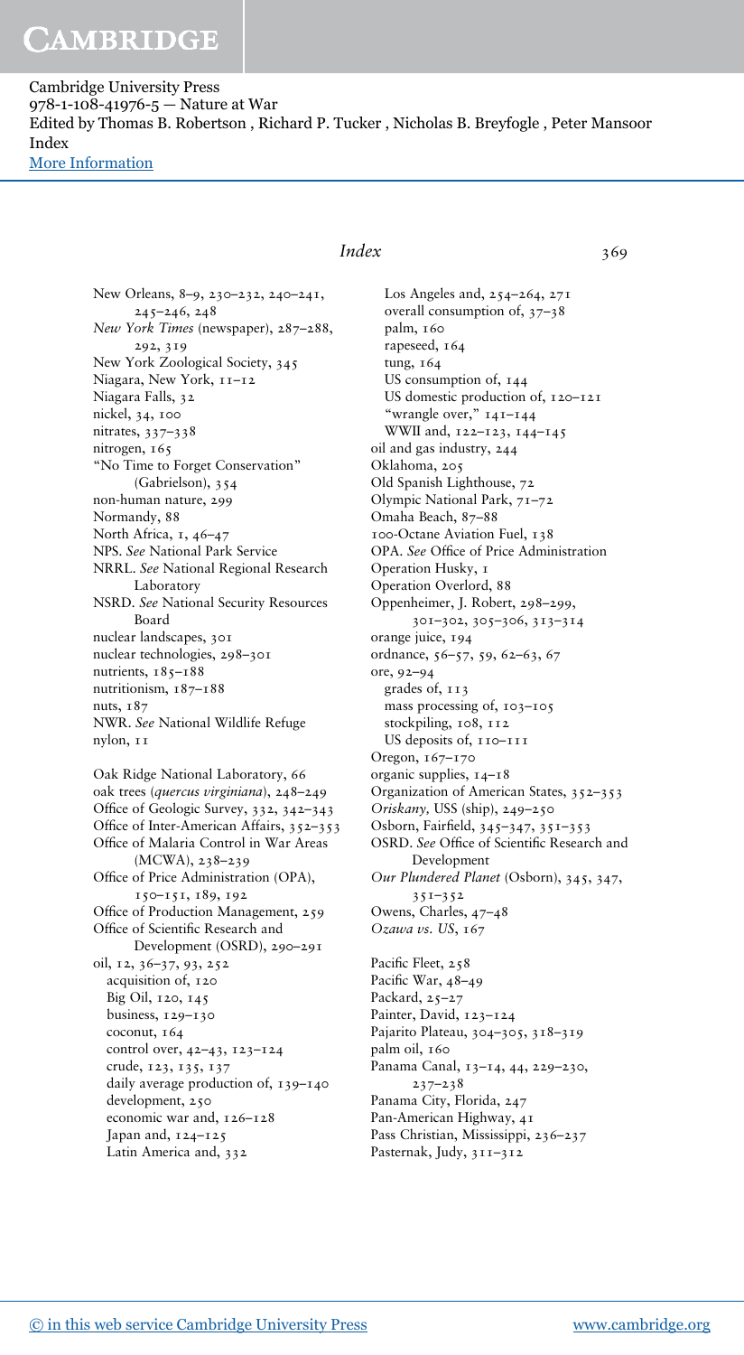New Orleans, 8–9, 230–232, 240–241, 245–246, 248
*New York Times* (newspaper), 287–288, 292, 319
New York Zoological Society, 345
Niagara, New York, 11–12
Niagara Falls, 32
nickel, 34, 100
nitrates, 337–338
nitrogen, 165
"No Time to Forget Conservation" (Gabrielson), 354
non-human nature, 299
Normandy, 88
North Africa, 1, 46–47
NPS. *See* National Park Service
NRRL. *See* National Regional Research Laboratory
NSRD. *See* National Security Resources Board
nuclear landscapes, 301
nuclear technologies, 298–301
nutrients, 185–188
nutritionism, 187–188
nuts, 187
NWR. *See* National Wildlife Refuge
nylon, 11

Oak Ridge National Laboratory, 66
oak trees (*quercus virginiana*), 248–249
Office of Geologic Survey, 332, 342–343
Office of Inter-American Affairs, 352–353
Office of Malaria Control in War Areas (MCWA), 238–239
Office of Price Administration (OPA), 150–151, 189, 192
Office of Production Management, 259
Office of Scientific Research and Development (OSRD), 290–291
oil, 12, 36–37, 93, 252
- acquisition of, 120
- Big Oil, 120, 145
- business, 129–130
- coconut, 164
- control over, 42–43, 123–124
- crude, 123, 135, 137
- daily average production of, 139–140
- development, 250
- economic war and, 126–128
- Japan and, 124–125
- Latin America and, 332
- Los Angeles and, 254–264, 271
- overall consumption of, 37–38
- palm, 160
- rapeseed, 164
- tung, 164
- US consumption of, 144
- US domestic production of, 120–121
- "wrangle over," 141–144
- WWII and, 122–123, 144–145

oil and gas industry, 244
Oklahoma, 205
Old Spanish Lighthouse, 72
Olympic National Park, 71–72
Omaha Beach, 87–88
100-Octane Aviation Fuel, 138
OPA. *See* Office of Price Administration
Operation Husky, 1
Operation Overlord, 88
Oppenheimer, J. Robert, 298–299, 301–302, 305–306, 313–314
orange juice, 194
ordnance, 56–57, 59, 62–63, 67
ore, 92–94
- grades of, 113
- mass processing of, 103–105
- stockpiling, 108, 112
- US deposits of, 110–111

Oregon, 167–170
organic supplies, 14–18
Organization of American States, 352–353
*Oriskany,* USS (ship), 249–250
Osborn, Fairfield, 345–347, 351–353
OSRD. *See* Office of Scientific Research and Development
*Our Plundered Planet* (Osborn), 345, 347, 351–352
Owens, Charles, 47–48
*Ozawa vs. US*, 167

Pacific Fleet, 258
Pacific War, 48–49
Packard, 25–27
Painter, David, 123–124
Pajarito Plateau, 304–305, 318–319
palm oil, 160
Panama Canal, 13–14, 44, 229–230, 237–238
Panama City, Florida, 247
Pan-American Highway, 41
Pass Christian, Mississippi, 236–237
Pasternak, Judy, 311–312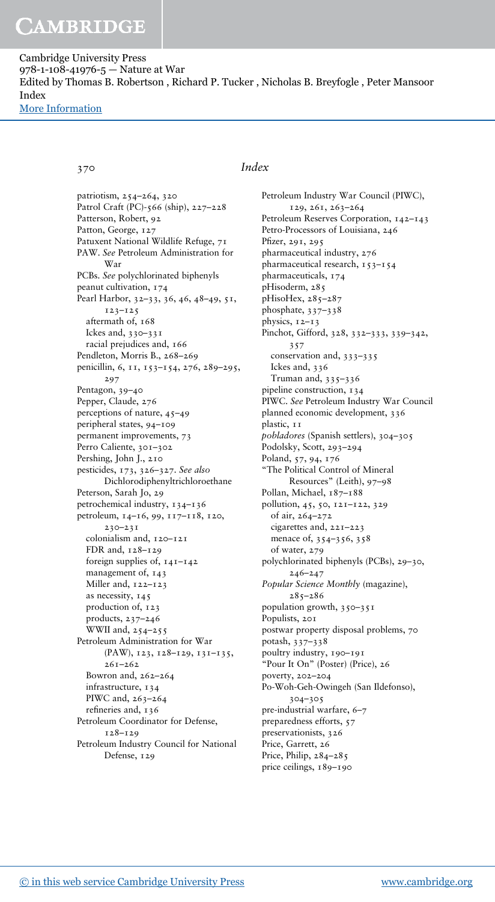patriotism, 254–264, 320
Patrol Craft (PC)-566 (ship), 227–228
Patterson, Robert, 92
Patton, George, 127
Patuxent National Wildlife Refuge, 71
PAW. *See* Petroleum Administration for War
PCBs. *See* polychlorinated biphenyls
peanut cultivation, 174
Pearl Harbor, 32–33, 36, 46, 48–49, 51, 123–125
  aftermath of, 168
  Ickes and, 330–331
  racial prejudices and, 166
Pendleton, Morris B., 268–269
penicillin, 6, 11, 153–154, 276, 289–295, 297
Pentagon, 39–40
Pepper, Claude, 276
perceptions of nature, 45–49
peripheral states, 94–109
permanent improvements, 73
Perro Caliente, 301–302
Pershing, John J., 210
pesticides, 173, 326–327. *See also* Dichlorodiphenyltrichloroethane
Peterson, Sarah Jo, 29
petrochemical industry, 134–136
petroleum, 14–16, 99, 117–118, 120, 230–231
  colonialism and, 120–121
  FDR and, 128–129
  foreign supplies of, 141–142
  management of, 143
  Miller and, 122–123
  as necessity, 145
  production of, 123
  products, 237–246
  WWII and, 254–255
Petroleum Administration for War (PAW), 123, 128–129, 131–135, 261–262
  Bowron and, 262–264
  infrastructure, 134
  PIWC and, 263–264
  refineries and, 136
Petroleum Coordinator for Defense, 128–129
Petroleum Industry Council for National Defense, 129
Petroleum Industry War Council (PIWC), 129, 261, 263–264
Petroleum Reserves Corporation, 142–143
Petro-Processors of Louisiana, 246
Pfizer, 291, 295
pharmaceutical industry, 276
pharmaceutical research, 153–154
pharmaceuticals, 174
pHisoderm, 285
pHisoHex, 285–287
phosphate, 337–338
physics, 12–13
Pinchot, Gifford, 328, 332–333, 339–342, 357
  conservation and, 333–335
  Ickes and, 336
  Truman and, 335–336
pipeline construction, 134
PIWC. *See* Petroleum Industry War Council
planned economic development, 336
plastic, 11
*pobladores* (Spanish settlers), 304–305
Podolsky, Scott, 293–294
Poland, 57, 94, 176
"The Political Control of Mineral Resources" (Leith), 97–98
Pollan, Michael, 187–188
pollution, 45, 50, 121–122, 329
  of air, 264–272
  cigarettes and, 221–223
  menace of, 354–356, 358
  of water, 279
polychlorinated biphenyls (PCBs), 29–30, 246–247
*Popular Science Monthly* (magazine), 285–286
population growth, 350–351
Populists, 201
postwar property disposal problems, 70
potash, 337–338
poultry industry, 190–191
"Pour It On" (Poster) (Price), 26
poverty, 202–204
Po-Woh-Geh-Owingeh (San Ildefonso), 304–305
pre-industrial warfare, 6–7
preparedness efforts, 57
preservationists, 326
Price, Garrett, 26
Price, Philip, 284–285
price ceilings, 189–190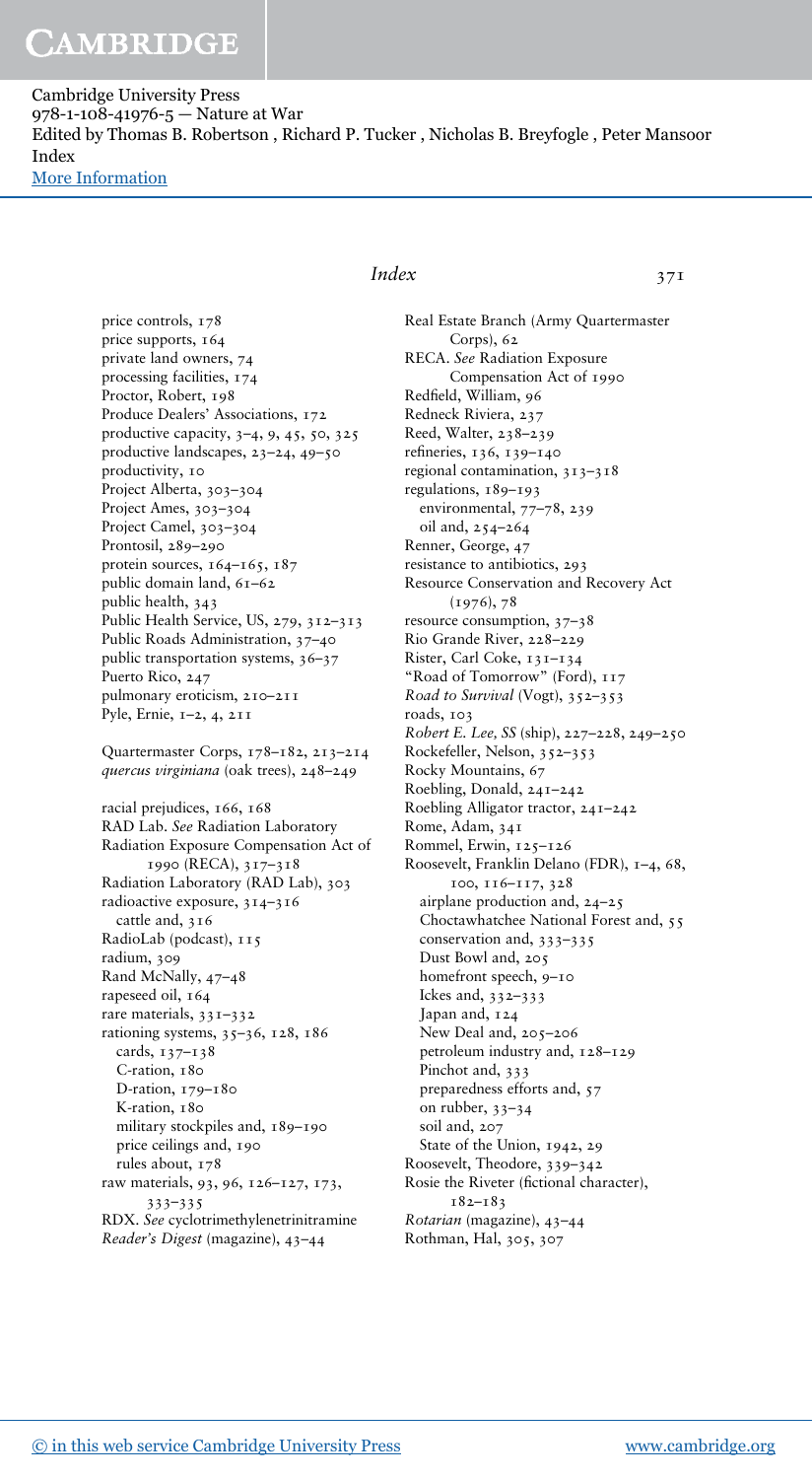price controls, 178
price supports, 164
private land owners, 74
processing facilities, 174
Proctor, Robert, 198
Produce Dealers' Associations, 172
productive capacity, 3–4, 9, 45, 50, 325
productive landscapes, 23–24, 49–50
productivity, 10
Project Alberta, 303–304
Project Ames, 303–304
Project Camel, 303–304
Prontosil, 289–290
protein sources, 164–165, 187
public domain land, 61–62
public health, 343
Public Health Service, US, 279, 312–313
Public Roads Administration, 37–40
public transportation systems, 36–37
Puerto Rico, 247
pulmonary eroticism, 210–211
Pyle, Ernie, 1–2, 4, 211

Quartermaster Corps, 178–182, 213–214
*quercus virginiana* (oak trees), 248–249

racial prejudices, 166, 168
RAD Lab. *See* Radiation Laboratory
Radiation Exposure Compensation Act of 1990 (RECA), 317–318
Radiation Laboratory (RAD Lab), 303
radioactive exposure, 314–316
  cattle and, 316
RadioLab (podcast), 115
radium, 309
Rand McNally, 47–48
rapeseed oil, 164
rare materials, 331–332
rationing systems, 35–36, 128, 186
  cards, 137–138
  C-ration, 180
  D-ration, 179–180
  K-ration, 180
  military stockpiles and, 189–190
  price ceilings and, 190
  rules about, 178
raw materials, 93, 96, 126–127, 173, 333–335
RDX. *See* cyclotrimethylenetrinitramine
*Reader's Digest* (magazine), 43–44

Real Estate Branch (Army Quartermaster Corps), 62
RECA. *See* Radiation Exposure Compensation Act of 1990
Redfield, William, 96
Redneck Riviera, 237
Reed, Walter, 238–239
refineries, 136, 139–140
regional contamination, 313–318
regulations, 189–193
  environmental, 77–78, 239
  oil and, 254–264
Renner, George, 47
resistance to antibiotics, 293
Resource Conservation and Recovery Act (1976), 78
resource consumption, 37–38
Rio Grande River, 228–229
Rister, Carl Coke, 131–134
"Road of Tomorrow" (Ford), 117
*Road to Survival* (Vogt), 352–353
roads, 103
*Robert E. Lee, SS* (ship), 227–228, 249–250
Rockefeller, Nelson, 352–353
Rocky Mountains, 67
Roebling, Donald, 241–242
Roebling Alligator tractor, 241–242
Rome, Adam, 341
Rommel, Erwin, 125–126
Roosevelt, Franklin Delano (FDR), 1–4, 68, 100, 116–117, 328
  airplane production and, 24–25
  Choctawhatchee National Forest and, 55
  conservation and, 333–335
  Dust Bowl and, 205
  homefront speech, 9–10
  Ickes and, 332–333
  Japan and, 124
  New Deal and, 205–206
  petroleum industry and, 128–129
  Pinchot and, 333
  preparedness efforts and, 57
  on rubber, 33–34
  soil and, 207
  State of the Union, 1942, 29
Roosevelt, Theodore, 339–342
Rosie the Riveter (fictional character), 182–183
*Rotarian* (magazine), 43–44
Rothman, Hal, 305, 307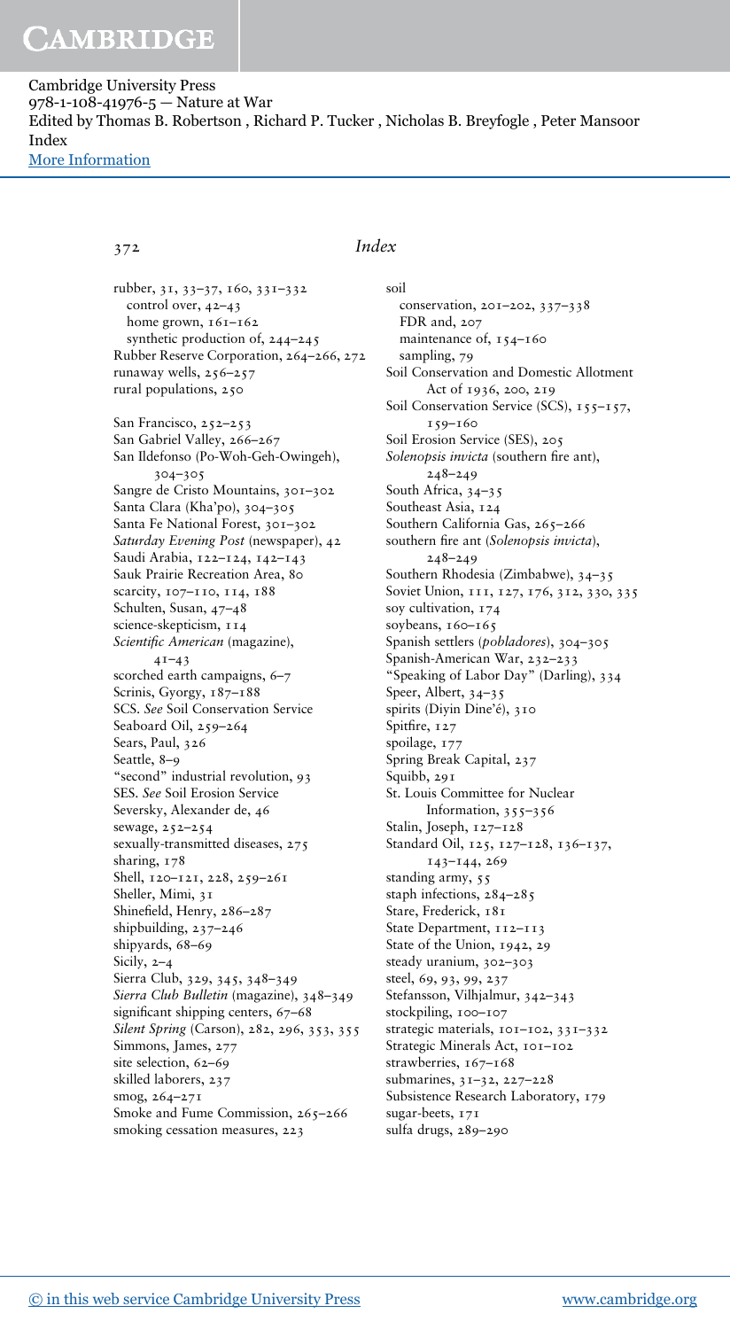rubber, 31, 33–37, 160, 331–332
  control over, 42–43
  home grown, 161–162
  synthetic production of, 244–245
Rubber Reserve Corporation, 264–266, 272
runaway wells, 256–257
rural populations, 250

San Francisco, 252–253
San Gabriel Valley, 266–267
San Ildefonso (Po-Woh-Geh-Owingeh), 304–305
Sangre de Cristo Mountains, 301–302
Santa Clara (Kha'po), 304–305
Santa Fe National Forest, 301–302
*Saturday Evening Post* (newspaper), 42
Saudi Arabia, 122–124, 142–143
Sauk Prairie Recreation Area, 80
scarcity, 107–110, 114, 188
Schulten, Susan, 47–48
science-skepticism, 114
*Scientific American* (magazine), 41–43
scorched earth campaigns, 6–7
Scrinis, Gyorgy, 187–188
SCS. *See* Soil Conservation Service
Seaboard Oil, 259–264
Sears, Paul, 326
Seattle, 8–9
"second" industrial revolution, 93
SES. *See* Soil Erosion Service
Seversky, Alexander de, 46
sewage, 252–254
sexually-transmitted diseases, 275
sharing, 178
Shell, 120–121, 228, 259–261
Sheller, Mimi, 31
Shinefield, Henry, 286–287
shipbuilding, 237–246
shipyards, 68–69
Sicily, 2–4
Sierra Club, 329, 345, 348–349
*Sierra Club Bulletin* (magazine), 348–349
significant shipping centers, 67–68
*Silent Spring* (Carson), 282, 296, 353, 355
Simmons, James, 277
site selection, 62–69
skilled laborers, 237
smog, 264–271
Smoke and Fume Commission, 265–266
smoking cessation measures, 223

soil
  conservation, 201–202, 337–338
  FDR and, 207
  maintenance of, 154–160
  sampling, 79
Soil Conservation and Domestic Allotment Act of 1936, 200, 219
Soil Conservation Service (SCS), 155–157, 159–160
Soil Erosion Service (SES), 205
*Solenopsis invicta* (southern fire ant), 248–249
South Africa, 34–35
Southeast Asia, 124
Southern California Gas, 265–266
southern fire ant (*Solenopsis invicta*), 248–249
Southern Rhodesia (Zimbabwe), 34–35
Soviet Union, 111, 127, 176, 312, 330, 335
soy cultivation, 174
soybeans, 160–165
Spanish settlers (*pobladores*), 304–305
Spanish-American War, 232–233
"Speaking of Labor Day" (Darling), 334
Speer, Albert, 34–35
spirits (Diyin Dine'é), 310
Spitfire, 127
spoilage, 177
Spring Break Capital, 237
Squibb, 291
St. Louis Committee for Nuclear Information, 355–356
Stalin, Joseph, 127–128
Standard Oil, 125, 127–128, 136–137, 143–144, 269
standing army, 55
staph infections, 284–285
Stare, Frederick, 181
State Department, 112–113
State of the Union, 1942, 29
steady uranium, 302–303
steel, 69, 93, 99, 237
Stefansson, Vilhjalmur, 342–343
stockpiling, 100–107
strategic materials, 101–102, 331–332
Strategic Minerals Act, 101–102
strawberries, 167–168
submarines, 31–32, 227–228
Subsistence Research Laboratory, 179
sugar-beets, 171
sulfa drugs, 289–290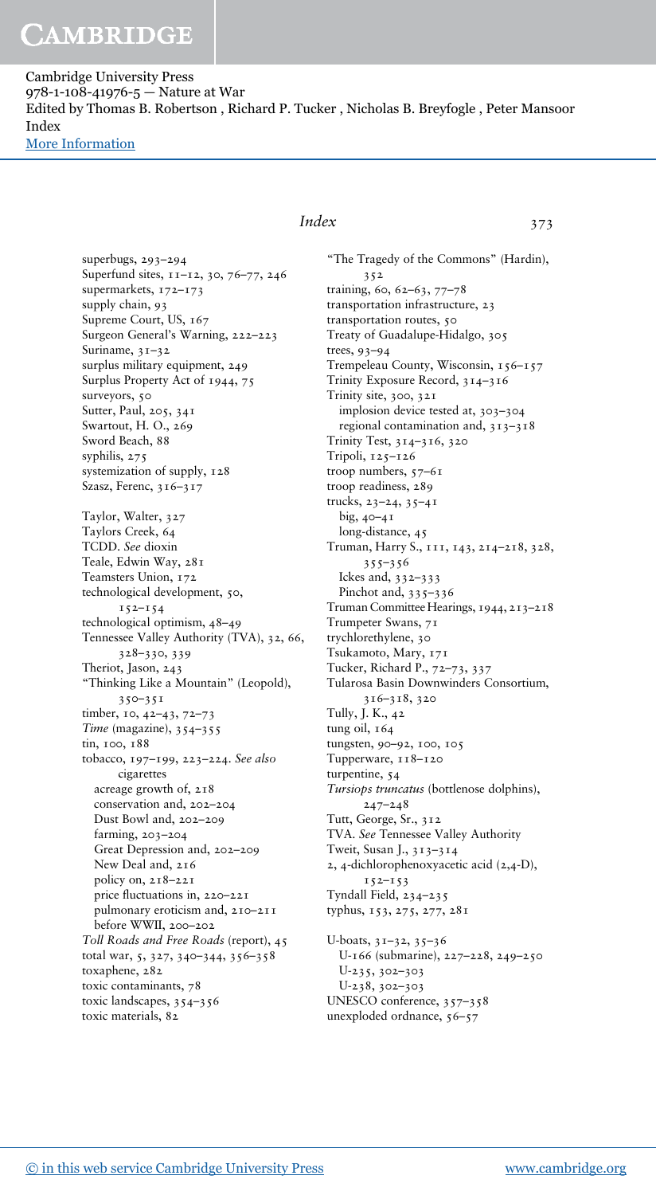superbugs, 293–294
Superfund sites, 11–12, 30, 76–77, 246
supermarkets, 172–173
supply chain, 93
Supreme Court, US, 167
Surgeon General's Warning, 222–223
Suriname, 31–32
surplus military equipment, 249
Surplus Property Act of 1944, 75
surveyors, 50
Sutter, Paul, 205, 341
Swartout, H. O., 269
Sword Beach, 88
syphilis, 275
systemization of supply, 128
Szasz, Ferenc, 316–317

Taylor, Walter, 327
Taylors Creek, 64
TCDD. *See* dioxin
Teale, Edwin Way, 281
Teamsters Union, 172
technological development, 50, 152–154
technological optimism, 48–49
Tennessee Valley Authority (TVA), 32, 66, 328–330, 339
Theriot, Jason, 243
"Thinking Like a Mountain" (Leopold), 350–351
timber, 10, 42–43, 72–73
*Time* (magazine), 354–355
tin, 100, 188
tobacco, 197–199, 223–224. *See also* cigarettes
  acreage growth of, 218
  conservation and, 202–204
  Dust Bowl and, 202–209
  farming, 203–204
  Great Depression and, 202–209
  New Deal and, 216
  policy on, 218–221
  price fluctuations in, 220–221
  pulmonary eroticism and, 210–211
  before WWII, 200–202
*Toll Roads and Free Roads* (report), 45
total war, 5, 327, 340–344, 356–358
toxaphene, 282
toxic contaminants, 78
toxic landscapes, 354–356
toxic materials, 82

"The Tragedy of the Commons" (Hardin), 352
training, 60, 62–63, 77–78
transportation infrastructure, 23
transportation routes, 50
Treaty of Guadalupe-Hidalgo, 305
trees, 93–94
Trempeleau County, Wisconsin, 156–157
Trinity Exposure Record, 314–316
Trinity site, 300, 321
  implosion device tested at, 303–304
  regional contamination and, 313–318
Trinity Test, 314–316, 320
Tripoli, 125–126
troop numbers, 57–61
troop readiness, 289
trucks, 23–24, 35–41
  big, 40–41
  long-distance, 45
Truman, Harry S., 111, 143, 214–218, 328, 355–356
  Ickes and, 332–333
  Pinchot and, 335–336
Truman Committee Hearings, 1944, 213–218
Trumpeter Swans, 71
trychlorethylene, 30
Tsukamoto, Mary, 171
Tucker, Richard P., 72–73, 337
Tularosa Basin Downwinders Consortium, 316–318, 320
Tully, J. K., 42
tung oil, 164
tungsten, 90–92, 100, 105
Tupperware, 118–120
turpentine, 54
*Tursiops truncatus* (bottlenose dolphins), 247–248
Tutt, George, Sr., 312
TVA. *See* Tennessee Valley Authority
Tweit, Susan J., 313–314
2, 4-dichlorophenoxyacetic acid (2,4-D), 152–153
Tyndall Field, 234–235
typhus, 153, 275, 277, 281

U-boats, 31–32, 35–36
  U-166 (submarine), 227–228, 249–250
  U-235, 302–303
  U-238, 302–303
UNESCO conference, 357–358
unexploded ordnance, 56–57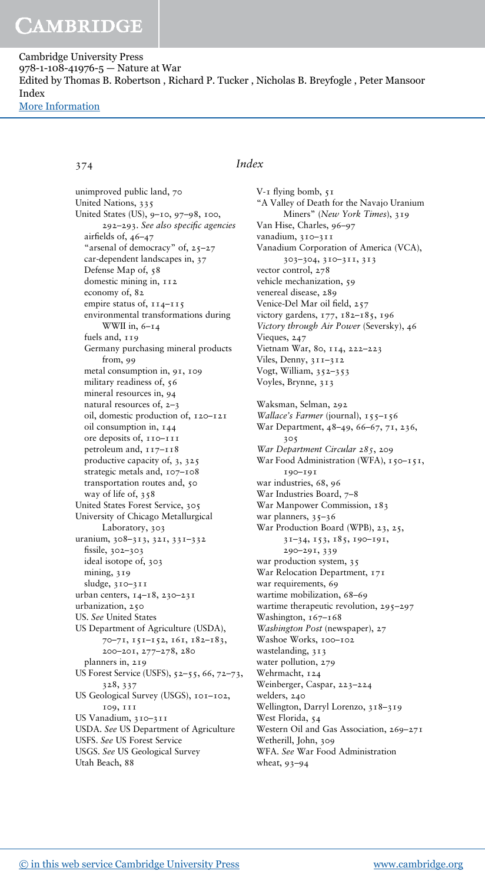unimproved public land, 70
United Nations, 335
United States (US), 9–10, 97–98, 100, 292–293. *See also specific agencies*
  airfields of, 46–47
  "arsenal of democracy" of, 25–27
  car-dependent landscapes in, 37
  Defense Map of, 58
  domestic mining in, 112
  economy of, 82
  empire status of, 114–115
  environmental transformations during WWII in, 6–14
  fuels and, 119
  Germany purchasing mineral products from, 99
  metal consumption in, 91, 109
  military readiness of, 56
  mineral resources in, 94
  natural resources of, 2–3
  oil, domestic production of, 120–121
  oil consumption in, 144
  ore deposits of, 110–111
  petroleum and, 117–118
  productive capacity of, 3, 325
  strategic metals and, 107–108
  transportation routes and, 50
  way of life of, 358
United States Forest Service, 305
University of Chicago Metallurgical Laboratory, 303
uranium, 308–313, 321, 331–332
  fissile, 302–303
  ideal isotope of, 303
  mining, 319
  sludge, 310–311
urban centers, 14–18, 230–231
urbanization, 250
US. *See* United States
US Department of Agriculture (USDA), 70–71, 151–152, 161, 182–183, 200–201, 277–278, 280
  planners in, 219
US Forest Service (USFS), 52–55, 66, 72–73, 328, 337
US Geological Survey (USGS), 101–102, 109, 111
US Vanadium, 310–311
USDA. *See* US Department of Agriculture
USFS. *See* US Forest Service
USGS. *See* US Geological Survey
Utah Beach, 88

V-1 flying bomb, 51
"A Valley of Death for the Navajo Uranium Miners" (*New York Times*), 319
Van Hise, Charles, 96–97
vanadium, 310–311
Vanadium Corporation of America (VCA), 303–304, 310–311, 313
vector control, 278
vehicle mechanization, 59
venereal disease, 289
Venice-Del Mar oil field, 257
victory gardens, 177, 182–185, 196
*Victory through Air Power* (Seversky), 46
Vieques, 247
Vietnam War, 80, 114, 222–223
Viles, Denny, 311–312
Vogt, William, 352–353
Voyles, Brynne, 313

Waksman, Selman, 292
*Wallace's Farmer* (journal), 155–156
War Department, 48–49, 66–67, 71, 236, 305
*War Department Circular 285*, 209
War Food Administration (WFA), 150–151, 190–191
war industries, 68, 96
War Industries Board, 7–8
War Manpower Commission, 183
war planners, 35–36
War Production Board (WPB), 23, 25, 31–34, 153, 185, 190–191, 290–291, 339
war production system, 35
War Relocation Department, 171
war requirements, 69
wartime mobilization, 68–69
wartime therapeutic revolution, 295–297
Washington, 167–168
*Washington Post* (newspaper), 27
Washoe Works, 100–102
wastelanding, 313
water pollution, 279
Wehrmacht, 124
Weinberger, Caspar, 223–224
welders, 240
Wellington, Darryl Lorenzo, 318–319
West Florida, 54
Western Oil and Gas Association, 269–271
Wetherill, John, 309
WFA. *See* War Food Administration
wheat, 93–94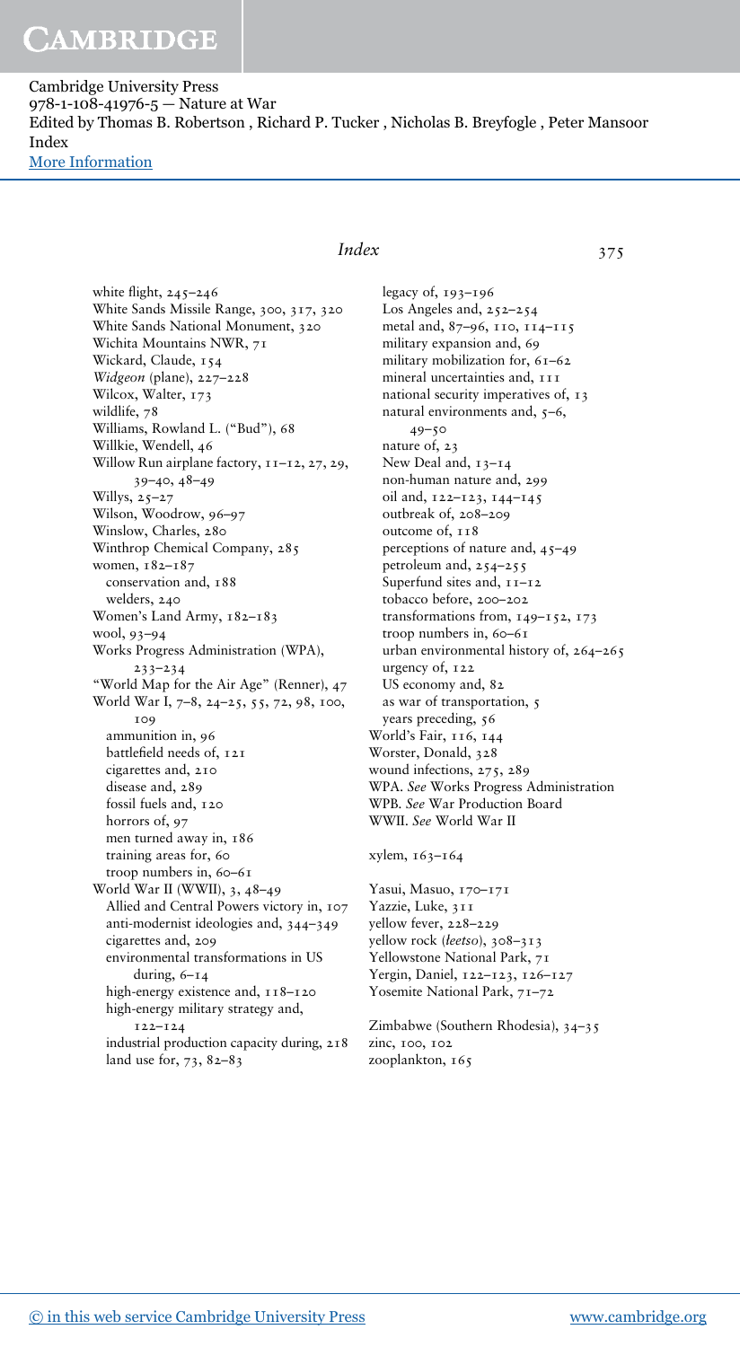white flight, 245–246
White Sands Missile Range, 300, 317, 320
White Sands National Monument, 320
Wichita Mountains NWR, 71
Wickard, Claude, 154
*Widgeon* (plane), 227–228
Wilcox, Walter, 173
wildlife, 78
Williams, Rowland L. ("Bud"), 68
Willkie, Wendell, 46
Willow Run airplane factory, 11–12, 27, 29, 39–40, 48–49
Willys, 25–27
Wilson, Woodrow, 96–97
Winslow, Charles, 280
Winthrop Chemical Company, 285
women, 182–187
  conservation and, 188
  welders, 240
Women's Land Army, 182–183
wool, 93–94
Works Progress Administration (WPA), 233–234
"World Map for the Air Age" (Renner), 47
World War I, 7–8, 24–25, 55, 72, 98, 100, 109
  ammunition in, 96
  battlefield needs of, 121
  cigarettes and, 210
  disease and, 289
  fossil fuels and, 120
  horrors of, 97
  men turned away in, 186
  training areas for, 60
  troop numbers in, 60–61
World War II (WWII), 3, 48–49
  Allied and Central Powers victory in, 107
  anti-modernist ideologies and, 344–349
  cigarettes and, 209
  environmental transformations in US during, 6–14
  high-energy existence and, 118–120
  high-energy military strategy and, 122–124
  industrial production capacity during, 218
  land use for, 73, 82–83
  legacy of, 193–196
  Los Angeles and, 252–254
  metal and, 87–96, 110, 114–115
  military expansion and, 69
  military mobilization for, 61–62
  mineral uncertainties and, 111
  national security imperatives of, 13
  natural environments and, 5–6, 49–50
  nature of, 23
  New Deal and, 13–14
  non-human nature and, 299
  oil and, 122–123, 144–145
  outbreak of, 208–209
  outcome of, 118
  perceptions of nature and, 45–49
  petroleum and, 254–255
  Superfund sites and, 11–12
  tobacco before, 200–202
  transformations from, 149–152, 173
  troop numbers in, 60–61
  urban environmental history of, 264–265
  urgency of, 122
  US economy and, 82
  as war of transportation, 5
  years preceding, 56
World's Fair, 116, 144
Worster, Donald, 328
wound infections, 275, 289
WPA. *See* Works Progress Administration
WPB. *See* War Production Board
WWII. *See* World War II

xylem, 163–164

Yasui, Masuo, 170–171
Yazzie, Luke, 311
yellow fever, 228–229
yellow rock (*leetso*), 308–313
Yellowstone National Park, 71
Yergin, Daniel, 122–123, 126–127
Yosemite National Park, 71–72

Zimbabwe (Southern Rhodesia), 34–35
zinc, 100, 102
zooplankton, 165